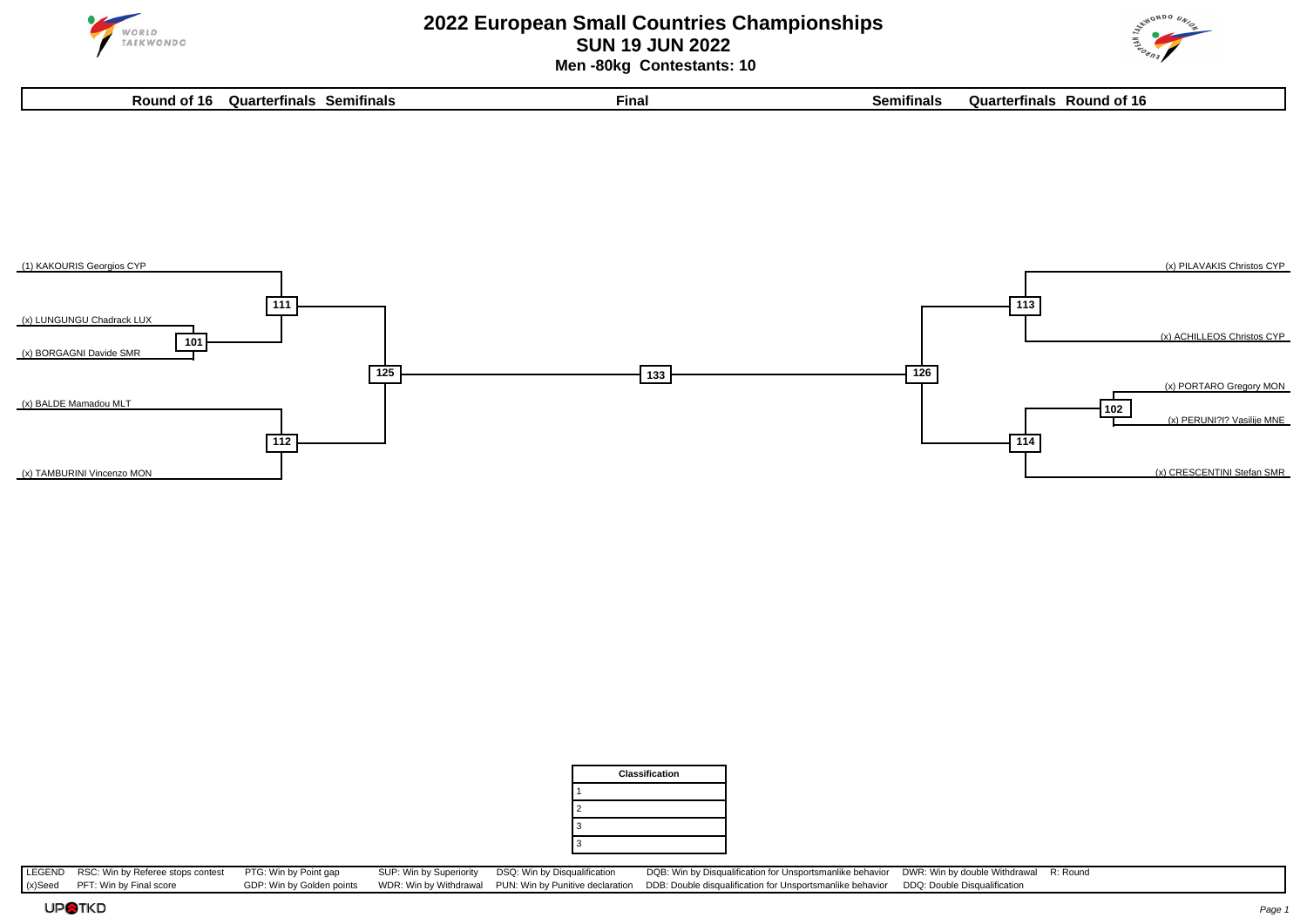# 2022 European Small Countries Championships

## SUN 19 JUN 2022

### Men -80kg Contestants: 10

| Round of 16 | Quarterfinals | Semifinals | Final | Semifinals | Quarterfinals | Round of 16 |
|---|---|---|---|---|---|---|

**Left side of bracket**

- (1) KAKOURIS Georgios CYP
- 111
- (x) LUNGUNGU Chadrack LUX
- 101
- (x) BORGAGNI Davide SMR
- 125
- (x) BALDE Mamadou MLT
- 112
- (x) TAMBURINI Vincenzo MON

**Final**

- 133

**Right side of bracket**

- (x) PILAVAKIS Christos CYP
- 113
- (x) ACHILLEOS Christos CYP
- 126
- (x) PORTARO Gregory MON
- 102
- (x) PERUNI?I? Vasilije MNE
- 114
- (x) CRESCENTINI Stefan SMR

| Classification | |
|---|---|
| 1 | |
| 2 | |
| 3 | |
| 3 | |

| LEGEND | RSC: Win by Referee stops contest | PTG: Win by Point gap | SUP: Win by Superiority | DSQ: Win by Disqualification | DQB: Win by Disqualification for Unsportsmanlike behavior | DWR: Win by double Withdrawal | R: Round |
|---|---|---|---|---|---|---|---|
| (x)Seed | PFT: Win by Final score | GDP: Win by Golden points | WDR: Win by Withdrawal | PUN: Win by Punitive declaration | DDB: Double disqualification for Unsportsmanlike behavior | DDQ: Double Disqualification | |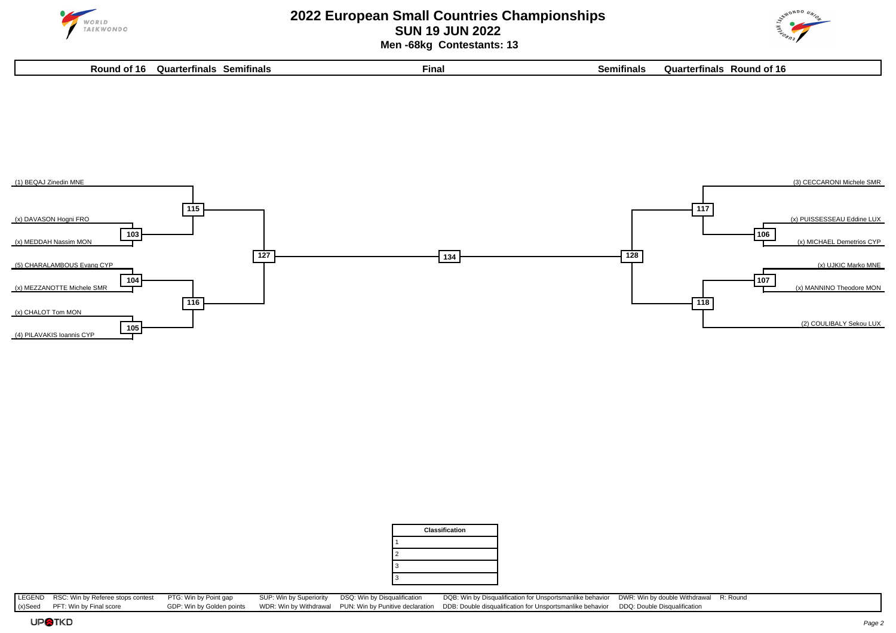# 2022 European Small Countries Championships

## SUN 19 JUN 2022

### Men -68kg Contestants: 13

| Round of 16 | Quarterfinals | Semifinals | Final | Semifinals | Quarterfinals | Round of 16 |
|---|---|---|---|---|---|---|

**Left side of bracket:**

- (1) BEQAJ Zinedin MNE
- Match 103: (x) DAVASON Hogni FRO vs (x) MEDDAH Nassim MON
- Match 115: (1) BEQAJ Zinedin MNE vs winner of 103
- Match 104: (5) CHARALAMBOUS Evang CYP vs (x) MEZZANOTTE Michele SMR
- Match 105: (x) CHALOT Tom MON vs (4) PILAVAKIS Ioannis CYP
- Match 116: winner of 104 vs winner of 105
- Match 127: winner of 115 vs winner of 116

**Final:** Match 134: winner of 127 vs winner of 128

**Right side of bracket:**

- (3) CECCARONI Michele SMR
- Match 106: (x) PUISSESSEAU Eddine LUX vs (x) MICHAEL Demetrios CYP
- Match 117: (3) CECCARONI Michele SMR vs winner of 106
- Match 107: (x) UJKIC Marko MNE vs (x) MANNINO Theodore MON
- (2) COULIBALY Sekou LUX
- Match 118: winner of 107 vs (2) COULIBALY Sekou LUX
- Match 128: winner of 117 vs winner of 118

| Classification | |
|---|---|
| 1 | |
| 2 | |
| 3 | |
| 3 | |

| LEGEND | RSC: Win by Referee stops contest | PTG: Win by Point gap | SUP: Win by Superiority | DSQ: Win by Disqualification | DQB: Win by Disqualification for Unsportsmanlike behavior | DWR: Win by double Withdrawal | R: Round |
|---|---|---|---|---|---|---|---|
| (x)Seed | PFT: Win by Final score | GDP: Win by Golden points | WDR: Win by Withdrawal | PUN: Win by Punitive declaration | DDB: Double disqualification for Unsportsmanlike behavior | DDQ: Double Disqualification | |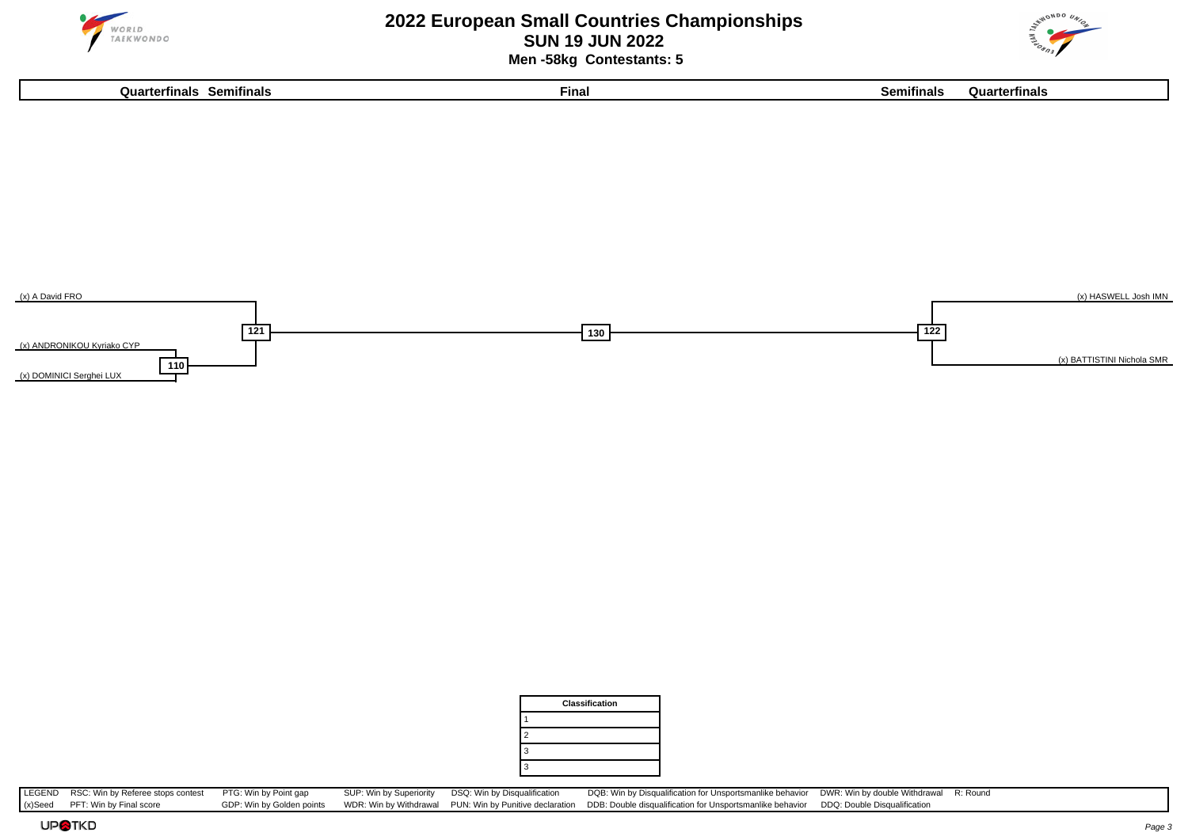# 2022 European Small Countries Championships

## SUN 19 JUN 2022

### Men -58kg Contestants: 5

**Quarterfinals Semifinals** | **Final** | **Semifinals Quarterfinals**

(x) A David FRO

(x) ANDRONIKOU Kyriako CYP

110

(x) DOMINICI Serghei LUX

121

130

122

(x) HASWELL Josh IMN

(x) BATTISTINI Nichola SMR

| Classification | |
|---|---|
| 1 | |
| 2 | |
| 3 | |
| 3 | |

| LEGEND | RSC: Win by Referee stops contest | PTG: Win by Point gap | SUP: Win by Superiority | DSQ: Win by Disqualification | DQB: Win by Disqualification for Unsportsmanlike behavior | DWR: Win by double Withdrawal | R: Round |
|---|---|---|---|---|---|---|---|
| (x)Seed | PFT: Win by Final score | GDP: Win by Golden points | WDR: Win by Withdrawal | PUN: Win by Punitive declaration | DDB: Double disqualification for Unsportsmanlike behavior | DDQ: Double Disqualification | |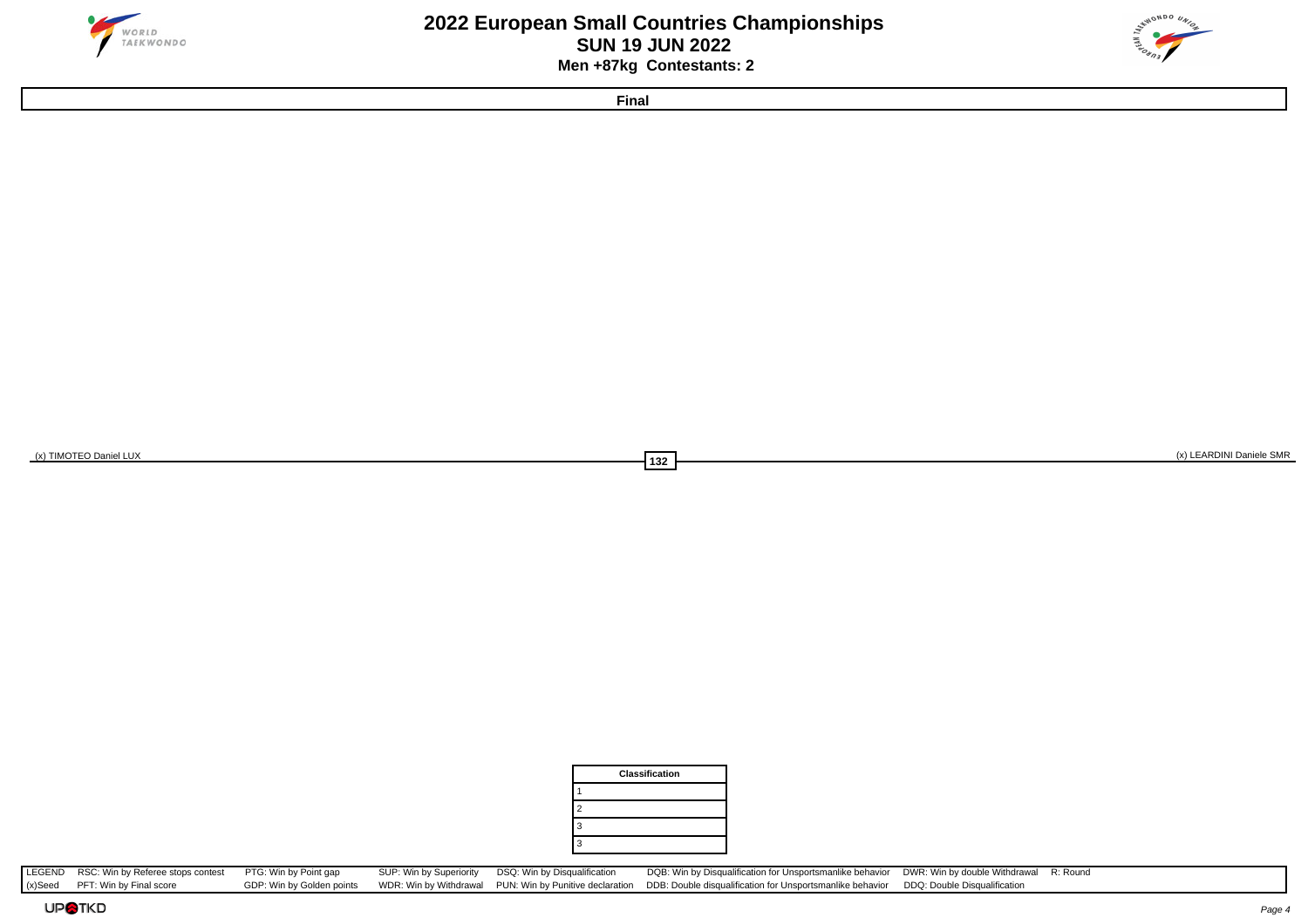# 2022 European Small Countries Championships

## SUN 19 JUN 2022

### Men +87kg Contestants: 2

**Final**

(x) TIMOTEO Daniel LUX

**132**

(x) LEARDINI Daniele SMR

| Classification | |
|---|---|
| 1 | |
| 2 | |
| 3 | |
| 3 | |

| LEGEND | RSC: Win by Referee stops contest | PTG: Win by Point gap | SUP: Win by Superiority | DSQ: Win by Disqualification | DQB: Win by Disqualification for Unsportsmanlike behavior | DWR: Win by double Withdrawal | R: Round |
|---|---|---|---|---|---|---|---|
| (x)Seed | PFT: Win by Final score | GDP: Win by Golden points | WDR: Win by Withdrawal | PUN: Win by Punitive declaration | DDB: Double disqualification for Unsportsmanlike behavior | DDQ: Double Disqualification | |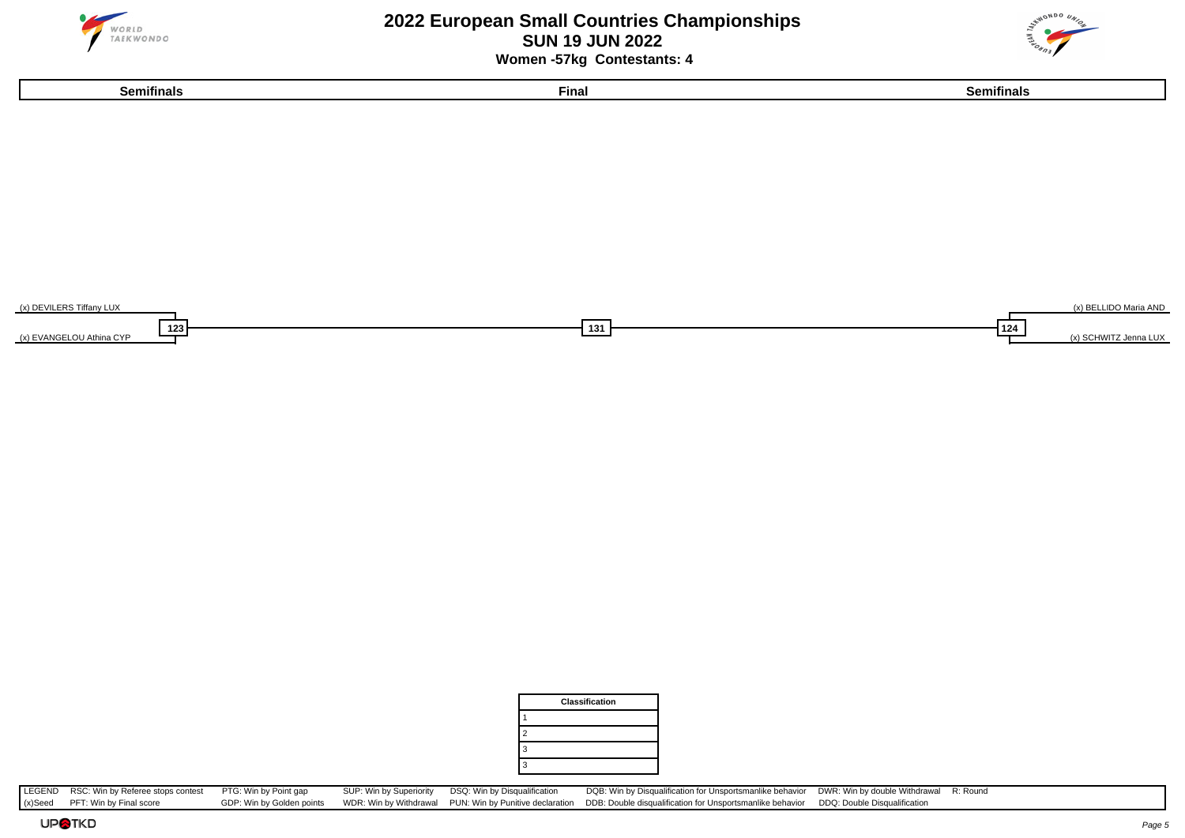# 2022 European Small Countries Championships

## SUN 19 JUN 2022

### Women -57kg Contestants: 4

| Semifinals | Final | Semifinals |
|---|---|---|
| (x) DEVILERS Tiffany LUX | | (x) BELLIDO Maria AND |
| 123 | 131 | 124 |
| (x) EVANGELOU Athina CYP | | (x) SCHWITZ Jenna LUX |

| Classification |
|---|
| 1 |
| 2 |
| 3 |
| 3 |

| LEGEND | RSC: Win by Referee stops contest | PTG: Win by Point gap | SUP: Win by Superiority | DSQ: Win by Disqualification | DQB: Win by Disqualification for Unsportsmanlike behavior | DWR: Win by double Withdrawal | R: Round |
|---|---|---|---|---|---|---|---|
| (x)Seed | PFT: Win by Final score | GDP: Win by Golden points | WDR: Win by Withdrawal | PUN: Win by Punitive declaration | DDB: Double disqualification for Unsportsmanlike behavior | DDQ: Double Disqualification | |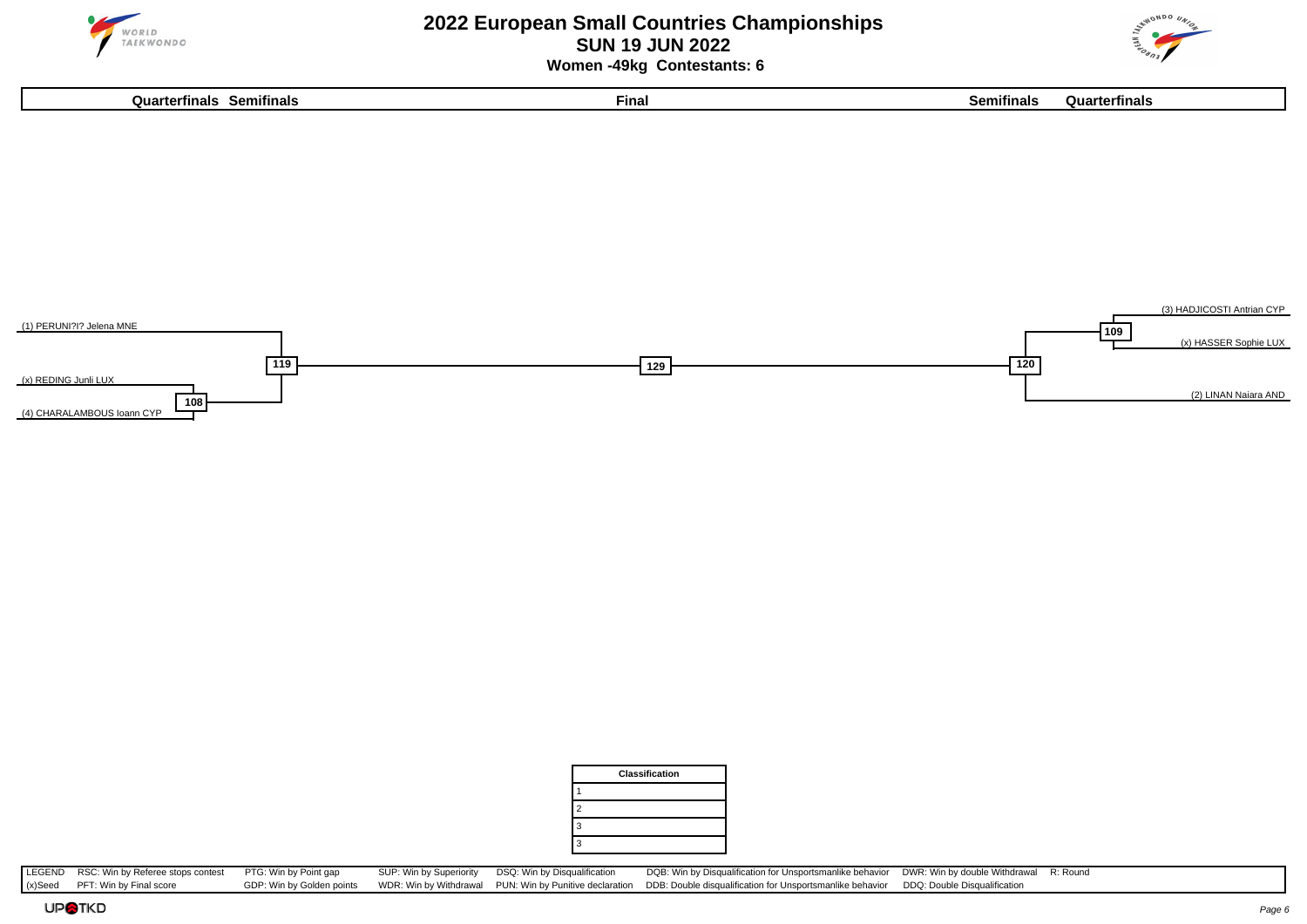# 2022 European Small Countries Championships

## SUN 19 JUN 2022

### Women -49kg Contestants: 6

| Quarterfinals | Semifinals | Final | Semifinals | Quarterfinals |
|---|---|---|---|---|

(1) PERUNI?I? Jelena MNE

(x) REDING Junli LUX

108

(4) CHARALAMBOUS Ioann CYP

119

129

120

(3) HADJICOSTI Antrian CYP

109

(x) HASSER Sophie LUX

(2) LINAN Naiara AND

| Classification | |
|---|---|
| 1 | |
| 2 | |
| 3 | |
| 3 | |

| | | | | | | | |
|---|---|---|---|---|---|---|---|
| LEGEND | RSC: Win by Referee stops contest | PTG: Win by Point gap | SUP: Win by Superiority | DSQ: Win by Disqualification | DQB: Win by Disqualification for Unsportsmanlike behavior | DWR: Win by double Withdrawal | R: Round |
| (x)Seed | PFT: Win by Final score | GDP: Win by Golden points | WDR: Win by Withdrawal | PUN: Win by Punitive declaration | DDB: Double disqualification for Unsportsmanlike behavior | DDQ: Double Disqualification | |